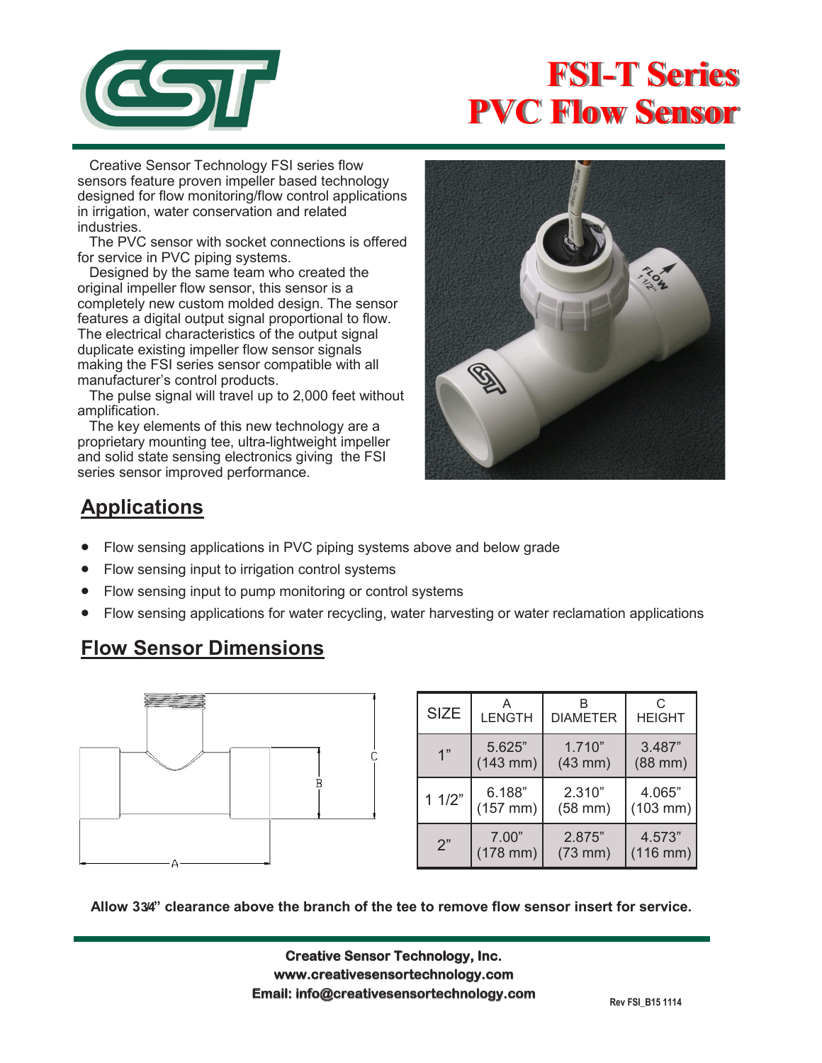# FSI-T Series
# PVC Flow Sensor

Creative Sensor Technology FSI series flow sensors feature proven impeller based technology designed for flow monitoring/flow control applications in irrigation, water conservation and related industries.

The PVC sensor with socket connections is offered for service in PVC piping systems.

Designed by the same team who created the original impeller flow sensor, this sensor is a completely new custom molded design. The sensor features a digital output signal proportional to flow. The electrical characteristics of the output signal duplicate existing impeller flow sensor signals making the FSI series sensor compatible with all manufacturer's control products.

The pulse signal will travel up to 2,000 feet without amplification.

The key elements of this new technology are a proprietary mounting tee, ultra-lightweight impeller and solid state sensing electronics giving the FSI series sensor improved performance.

## Applications

- Flow sensing applications in PVC piping systems above and below grade
- Flow sensing input to irrigation control systems
- Flow sensing input to pump monitoring or control systems
- Flow sensing applications for water recycling, water harvesting or water reclamation applications

## Flow Sensor Dimensions

| SIZE | A LENGTH | B DIAMETER | C HEIGHT |
|---|---|---|---|
| 1" | 5.625" (143 mm) | 1.710" (43 mm) | 3.487" (88 mm) |
| 1 1/2" | 6.188" (157 mm) | 2.310" (58 mm) | 4.065" (103 mm) |
| 2" | 7.00" (178 mm) | 2.875" (73 mm) | 4.573" (116 mm) |

**Allow 3¾" clearance above the branch of the tee to remove flow sensor insert for service.**

**Creative Sensor Technology, Inc.**
**www.creativesensortechnology.com**
**Email: info@creativesensortechnology.com**

Rev FSI_B15 1114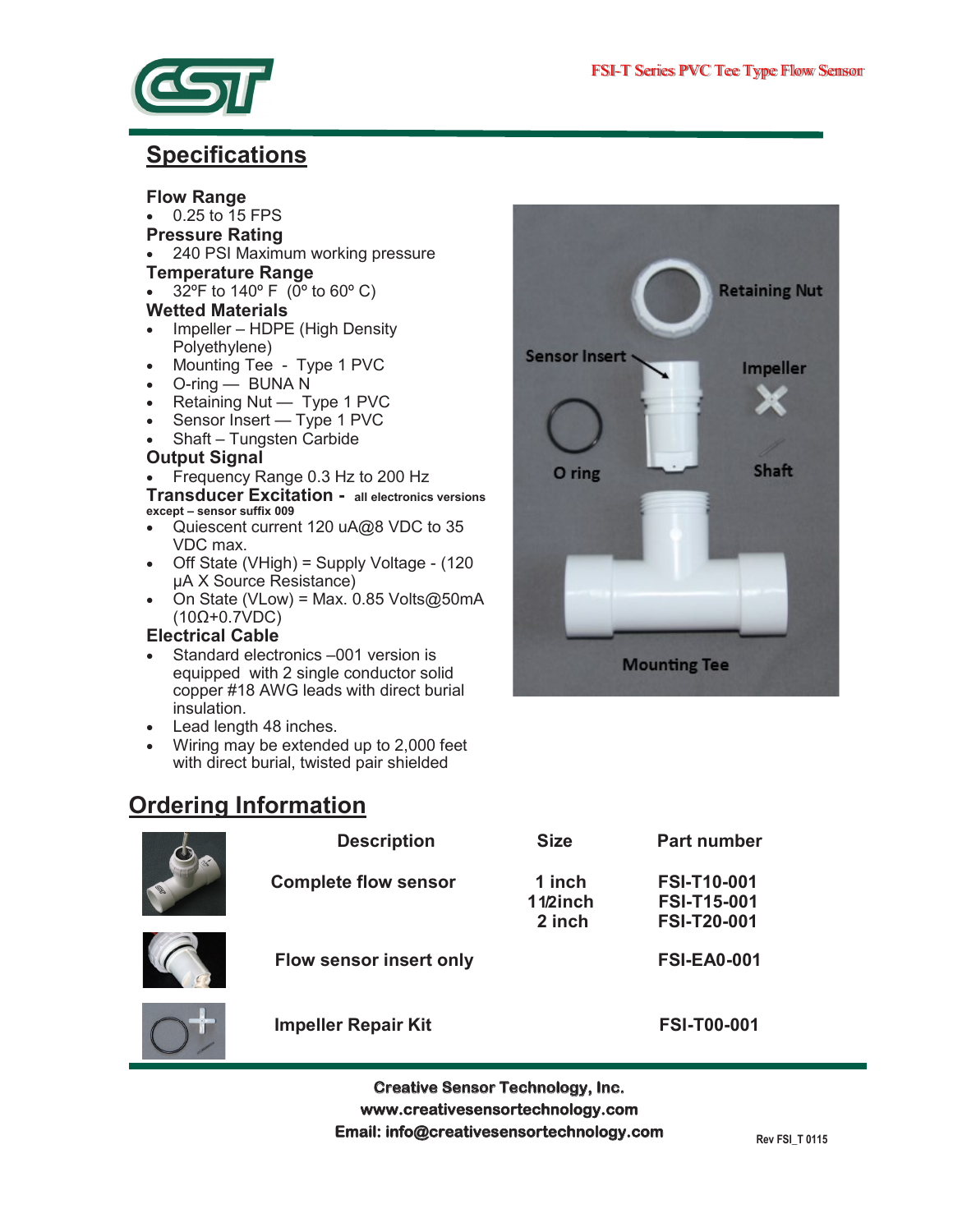## Specifications

**Flow Range**
- 0.25 to 15 FPS

**Pressure Rating**
- 240 PSI Maximum working pressure

**Temperature Range**
- 32ºF to 140º F (0º to 60º C)

**Wetted Materials**
- Impeller – HDPE (High Density Polyethylene)
- Mounting Tee - Type 1 PVC
- O-ring — BUNA N
- Retaining Nut — Type 1 PVC
- Sensor Insert — Type 1 PVC
- Shaft – Tungsten Carbide

**Output Signal**
- Frequency Range 0.3 Hz to 200 Hz

**Transducer Excitation -** **all electronics versions except – sensor suffix 009**
- Quiescent current 120 uA@8 VDC to 35 VDC max.
- Off State (VHigh) = Supply Voltage - (120 μA X Source Resistance)
- On State (VLow) = Max. 0.85 Volts@50mA (10Ω+0.7VDC)

**Electrical Cable**
- Standard electronics –001 version is equipped with 2 single conductor solid copper #18 AWG leads with direct burial insulation.
- Lead length 48 inches.
- Wiring may be extended up to 2,000 feet with direct burial, twisted pair shielded

Retaining Nut

Sensor Insert

Impeller

O ring

Shaft

Mounting Tee

## Ordering Information

| Description | Size | Part number |
|---|---|---|
| Complete flow sensor | 1 inch<br>1 1/2inch<br>2 inch | FSI-T10-001<br>FSI-T15-001<br>FSI-T20-001 |
| Flow sensor insert only | | FSI-EA0-001 |
| Impeller Repair Kit | | FSI-T00-001 |

**Creative Sensor Technology, Inc.**
**www.creativesensortechnology.com**
**Email: info@creativesensortechnology.com**

Rev FSI_T 0115